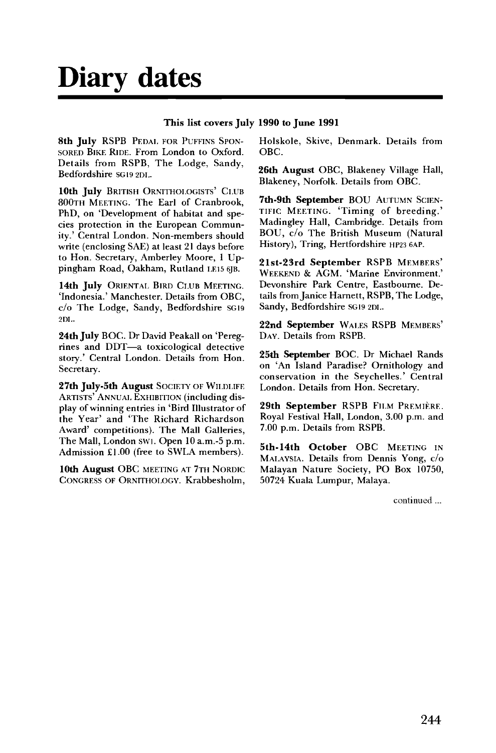# Diary dates

**This list covers July 1990 to June 1991**

**8th July** RSPB PEDAL FOR PUFFINS SPONSORED BIKE RIDE. From London to Oxford. Details from RSPB, The Lodge, Sandy, Bedfordshire SG19 2DL.

**10th July** BRITISH ORNITHOLOGISTS' CLUB 800TH MEETING. The Earl of Cranbrook, PhD, on 'Development of habitat and species protection in the European Community.' Central London. Non-members should write (enclosing SAE) at least 21 days before to Hon. Secretary, Amberley Moore, 1 Uppingham Road, Oakham, Rutland LE15 6JB.

**14th July** ORIENTAL BIRD CLUB MEETING. 'Indonesia.' Manchester. Details from OBC, c/o The Lodge, Sandy, Bedfordshire SG19 2DL.

**24th July** BOC. Dr David Peakall on 'Peregrines and DDT—a toxicological detective story.' Central London. Details from Hon. Secretary.

**27th July-5th August** SOCIETY OF WILDLIFE ARTISTS' ANNUAL EXHIBITION (including display of winning entries in 'Bird Illustrator of the Year' and 'The Richard Richardson Award' competitions). The Mall Galleries, The Mall, London SW1. Open 10 a.m.-5 p.m. Admission £1.00 (free to SWLA members).

**10th August** OBC MEETING AT 7TH NORDIC CONGRESS OF ORNITHOLOGY. Krabbesholm, Holskole, Skive, Denmark. Details from OBC.

**26th August** OBC, Blakeney Village Hall, Blakeney, Norfolk. Details from OBC.

**7th-9th September** BOU AUTUMN SCIENTIFIC MEETING. 'Timing of breeding.' Madingley Hall, Cambridge. Details from BOU, c/o The British Museum (Natural History), Tring, Hertfordshire HP23 6AP.

**21st-23rd September** RSPB MEMBERS' WEEKEND & AGM. 'Marine Environment.' Devonshire Park Centre, Eastbourne. Details from Janice Harnett, RSPB, The Lodge, Sandy, Bedfordshire SG19 2DL.

**22nd September** WALES RSPB MEMBERS' DAY. Details from RSPB.

**25th September** BOC. Dr Michael Rands on 'An Island Paradise? Ornithology and conservation in the Seychelles.' Central London. Details from Hon. Secretary.

**29th September** RSPB FILM PREMIÈRE. Royal Festival Hall, London, 3.00 p.m. and 7.00 p.m. Details from RSPB.

**5th-14th October** OBC MEETING IN MALAYSIA. Details from Dennis Yong, c/o Malayan Nature Society, PO Box 10750, 50724 Kuala Lumpur, Malaya.

continued ...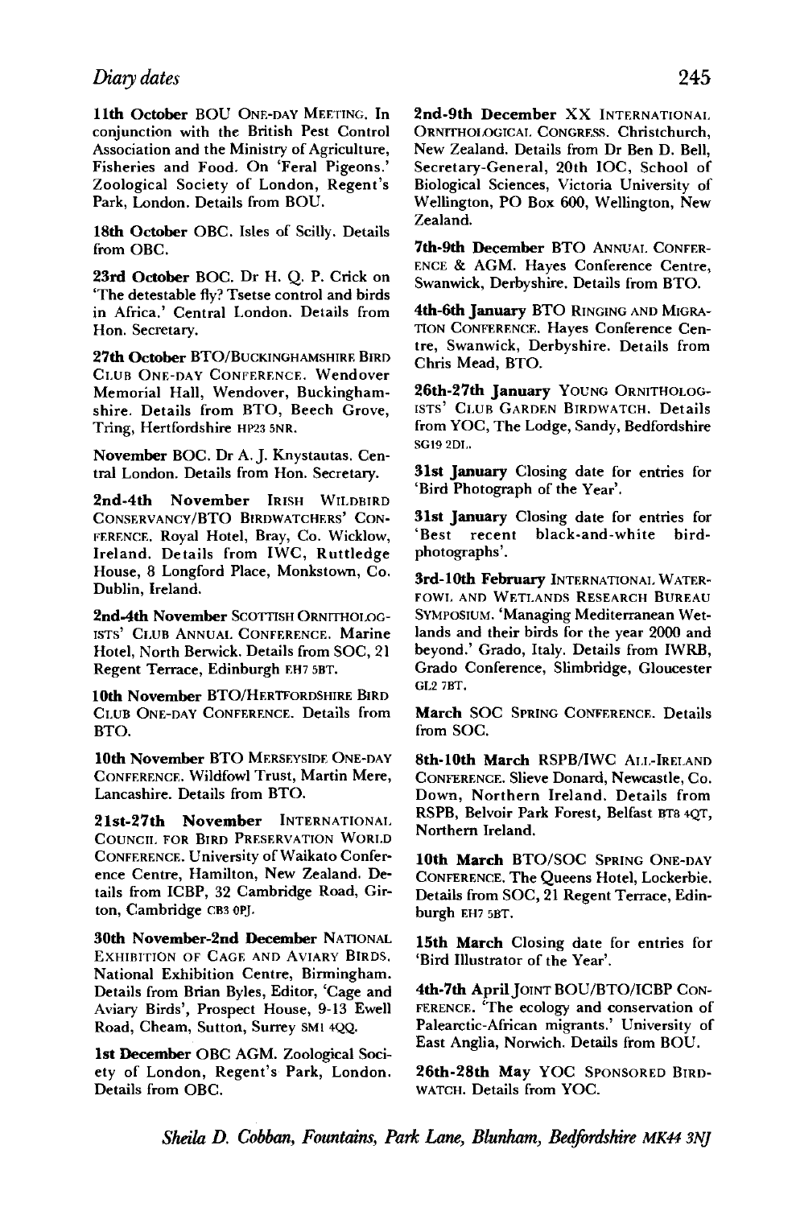## Diary dates

**11th October** BOU ONE-DAY MEETING. In conjunction with the British Pest Control Association and the Ministry of Agriculture, Fisheries and Food. On 'Feral Pigeons.' Zoological Society of London, Regent's Park, London. Details from BOU.

**18th October** OBC. Isles of Scilly. Details from OBC.

**23rd October** BOC. Dr H. Q. P. Crick on 'The detestable fly? Tsetse control and birds in Africa.' Central London. Details from Hon. Secretary.

**27th October** BTO/BUCKINGHAMSHIRE BIRD CLUB ONE-DAY CONFERENCE. Wendover Memorial Hall, Wendover, Buckinghamshire. Details from BTO, Beech Grove, Tring, Hertfordshire HP23 5NR.

**November** BOC. Dr A. J. Knystautas. Central London. Details from Hon. Secretary.

**2nd-4th November** IRISH WILDBIRD CONSERVANCY/BTO BIRDWATCHERS' CONFERENCE. Royal Hotel, Bray, Co. Wicklow, Ireland. Details from IWC, Ruttledge House, 8 Longford Place, Monkstown, Co. Dublin, Ireland.

**2nd-4th November** SCOTTISH ORNITHOLOGISTS' CLUB ANNUAL CONFERENCE. Marine Hotel, North Berwick. Details from SOC, 21 Regent Terrace, Edinburgh EH7 5BT.

**10th November** BTO/HERTFORDSHIRE BIRD CLUB ONE-DAY CONFERENCE. Details from BTO.

**10th November** BTO MERSEYSIDE ONE-DAY CONFERENCE. Wildfowl Trust, Martin Mere, Lancashire. Details from BTO.

**21st-27th November** INTERNATIONAL COUNCIL FOR BIRD PRESERVATION WORLD CONFERENCE. University of Waikato Conference Centre, Hamilton, New Zealand. Details from ICBP, 32 Cambridge Road, Girton, Cambridge CB3 0PJ.

**30th November-2nd December** NATIONAL EXHIBITION OF CAGE AND AVIARY BIRDS. National Exhibition Centre, Birmingham. Details from Brian Byles, Editor, 'Cage and Aviary Birds', Prospect House, 9-13 Ewell Road, Cheam, Sutton, Surrey SM1 4QQ.

**1st December** OBC AGM. Zoological Society of London, Regent's Park, London. Details from OBC.

**2nd-9th December** XX INTERNATIONAL ORNITHOLOGICAL CONGRESS. Christchurch, New Zealand. Details from Dr Ben D. Bell, Secretary-General, 20th IOC, School of Biological Sciences, Victoria University of Wellington, PO Box 600, Wellington, New Zealand.

**7th-9th December** BTO ANNUAL CONFERENCE & AGM. Hayes Conference Centre, Swanwick, Derbyshire. Details from BTO.

**4th-6th January** BTO RINGING AND MIGRATION CONFERENCE. Hayes Conference Centre, Swanwick, Derbyshire. Details from Chris Mead, BTO.

**26th-27th January** YOUNG ORNITHOLOGISTS' CLUB GARDEN BIRDWATCH. Details from YOC, The Lodge, Sandy, Bedfordshire SG19 2DL.

**31st January** Closing date for entries for 'Bird Photograph of the Year'.

**31st January** Closing date for entries for 'Best recent black-and-white bird-photographs'.

**3rd-10th February** INTERNATIONAL WATERFOWL AND WETLANDS RESEARCH BUREAU SYMPOSIUM. 'Managing Mediterranean Wetlands and their birds for the year 2000 and beyond.' Grado, Italy. Details from IWRB, Grado Conference, Slimbridge, Gloucester GL2 7BT.

**March** SOC SPRING CONFERENCE. Details from SOC.

**8th-10th March** RSPB/IWC ALL-IRELAND CONFERENCE. Slieve Donard, Newcastle, Co. Down, Northern Ireland. Details from RSPB, Belvoir Park Forest, Belfast BT8 4QT, Northern Ireland.

**10th March** BTO/SOC SPRING ONE-DAY CONFERENCE. The Queens Hotel, Lockerbie. Details from SOC, 21 Regent Terrace, Edinburgh EH7 5BT.

**15th March** Closing date for entries for 'Bird Illustrator of the Year'.

**4th-7th April** JOINT BOU/BTO/ICBP CONFERENCE. 'The ecology and conservation of Palearctic-African migrants.' University of East Anglia, Norwich. Details from BOU.

**26th-28th May** YOC SPONSORED BIRDWATCH. Details from YOC.

*Sheila D. Cobban, Fountains, Park Lane, Blunham, Bedfordshire MK44 3NJ*